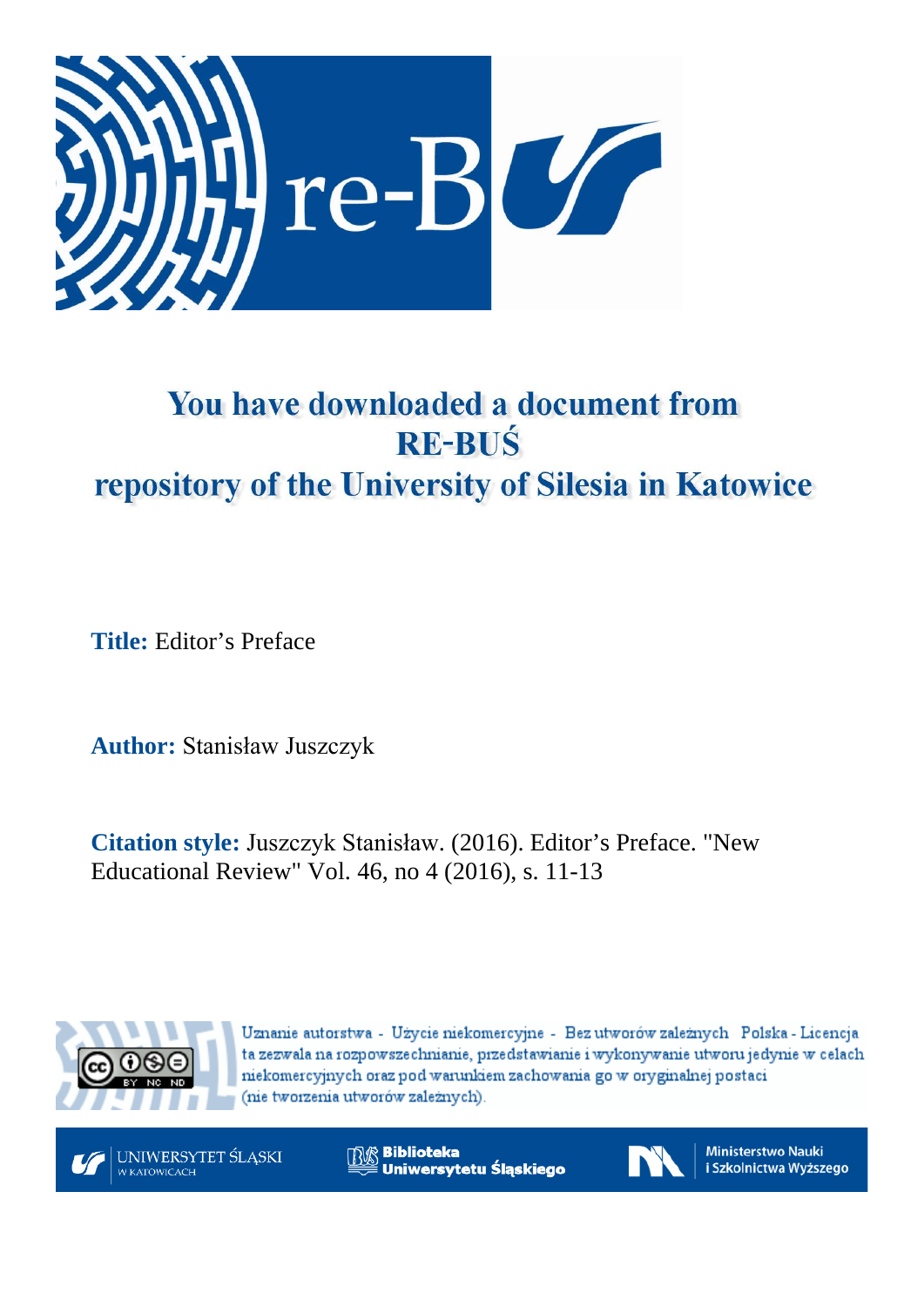# You have downloaded a document from RE-BUŚ repository of the University of Silesia in Katowice

**Title:** Editor's Preface

**Author:** Stanisław Juszczyk

**Citation style:** Juszczyk Stanisław. (2016). Editor's Preface. "New Educational Review" Vol. 46, no 4 (2016), s. 11-13

Uznanie autorstwa - Użycie niekomercyjne - Bez utworów zależnych Polska - Licencja ta zezwala na rozpowszechnianie, przedstawianie i wykonywanie utworu jedynie w celach niekomercyjnych oraz pod warunkiem zachowania go w oryginalnej postaci (nie tworzenia utworów zależnych).

UNIWERSYTET ŚLĄSKI W KATOWICACH

Biblioteka Uniwersytetu Śląskiego

Ministerstwo Nauki i Szkolnictwa Wyższego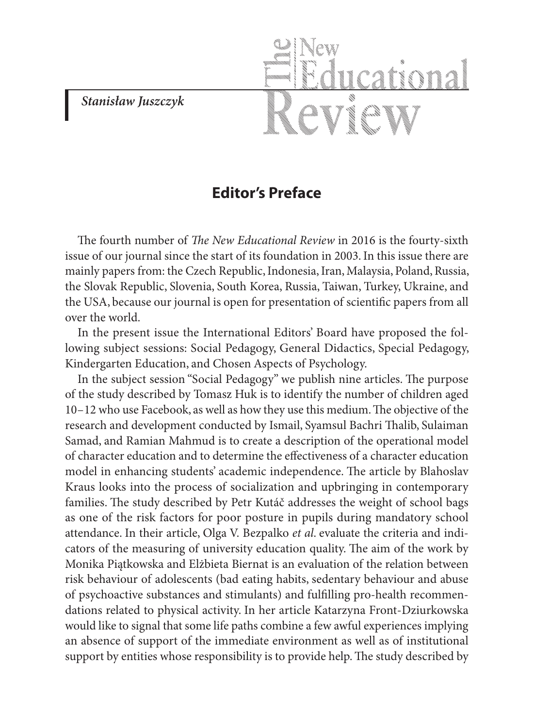*Stanisław Juszczyk*

## Editor's Preface

The fourth number of *The New Educational Review* in 2016 is the fourty-sixth issue of our journal since the start of its foundation in 2003. In this issue there are mainly papers from: the Czech Republic, Indonesia, Iran, Malaysia, Poland, Russia, the Slovak Republic, Slovenia, South Korea, Russia, Taiwan, Turkey, Ukraine, and the USA, because our journal is open for presentation of scientific papers from all over the world.

In the present issue the International Editors' Board have proposed the following subject sessions: Social Pedagogy, General Didactics, Special Pedagogy, Kindergarten Education, and Chosen Aspects of Psychology.

In the subject session "Social Pedagogy" we publish nine articles. The purpose of the study described by Tomasz Huk is to identify the number of children aged 10–12 who use Facebook, as well as how they use this medium. The objective of the research and development conducted by Ismail, Syamsul Bachri Thalib, Sulaiman Samad, and Ramian Mahmud is to create a description of the operational model of character education and to determine the effectiveness of a character education model in enhancing students' academic independence. The article by Blahoslav Kraus looks into the process of socialization and upbringing in contemporary families. The study described by Petr Kutáč addresses the weight of school bags as one of the risk factors for poor posture in pupils during mandatory school attendance. In their article, Olga V. Bezpalko *et al*. evaluate the criteria and indicators of the measuring of university education quality. The aim of the work by Monika Piątkowska and Elżbieta Biernat is an evaluation of the relation between risk behaviour of adolescents (bad eating habits, sedentary behaviour and abuse of psychoactive substances and stimulants) and fulfilling pro-health recommendations related to physical activity. In her article Katarzyna Front-Dziurkowska would like to signal that some life paths combine a few awful experiences implying an absence of support of the immediate environment as well as of institutional support by entities whose responsibility is to provide help. The study described by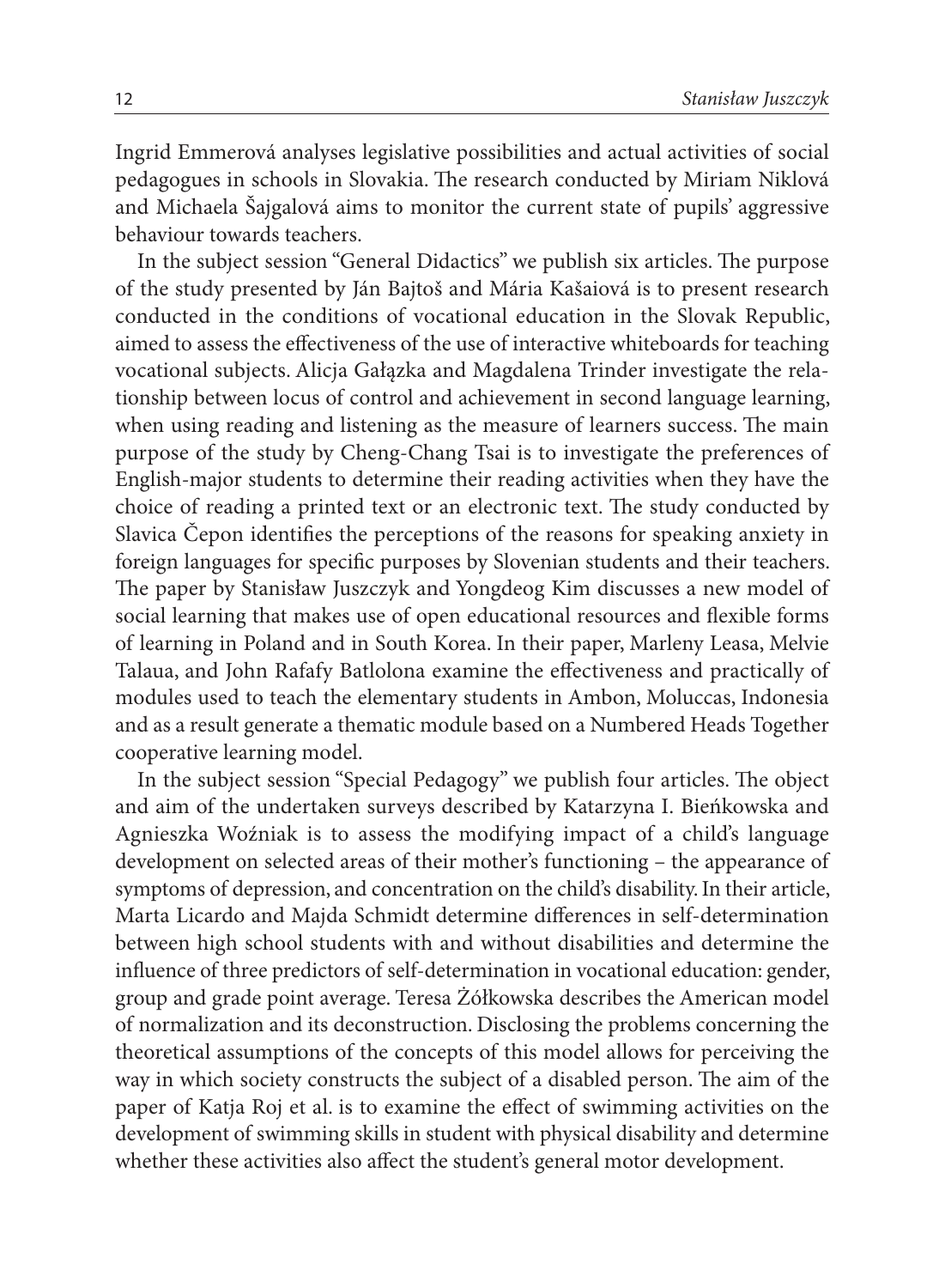Ingrid Emmerová analyses legislative possibilities and actual activities of social pedagogues in schools in Slovakia. The research conducted by Miriam Niklová and Michaela Šajgalová aims to monitor the current state of pupils' aggressive behaviour towards teachers.

In the subject session "General Didactics" we publish six articles. The purpose of the study presented by Ján Bajtoš and Mária Kašaiová is to present research conducted in the conditions of vocational education in the Slovak Republic, aimed to assess the effectiveness of the use of interactive whiteboards for teaching vocational subjects. Alicja Gałązka and Magdalena Trinder investigate the relationship between locus of control and achievement in second language learning, when using reading and listening as the measure of learners success. The main purpose of the study by Cheng-Chang Tsai is to investigate the preferences of English-major students to determine their reading activities when they have the choice of reading a printed text or an electronic text. The study conducted by Slavica Čepon identifies the perceptions of the reasons for speaking anxiety in foreign languages for specific purposes by Slovenian students and their teachers. The paper by Stanisław Juszczyk and Yongdeog Kim discusses a new model of social learning that makes use of open educational resources and flexible forms of learning in Poland and in South Korea. In their paper, Marleny Leasa, Melvie Talaua, and John Rafafy Batlolona examine the effectiveness and practically of modules used to teach the elementary students in Ambon, Moluccas, Indonesia and as a result generate a thematic module based on a Numbered Heads Together cooperative learning model.

In the subject session "Special Pedagogy" we publish four articles. The object and aim of the undertaken surveys described by Katarzyna I. Bieńkowska and Agnieszka Woźniak is to assess the modifying impact of a child's language development on selected areas of their mother's functioning – the appearance of symptoms of depression, and concentration on the child's disability. In their article, Marta Licardo and Majda Schmidt determine differences in self-determination between high school students with and without disabilities and determine the influence of three predictors of self-determination in vocational education: gender, group and grade point average. Teresa Żółkowska describes the American model of normalization and its deconstruction. Disclosing the problems concerning the theoretical assumptions of the concepts of this model allows for perceiving the way in which society constructs the subject of a disabled person. The aim of the paper of Katja Roj et al. is to examine the effect of swimming activities on the development of swimming skills in student with physical disability and determine whether these activities also affect the student's general motor development.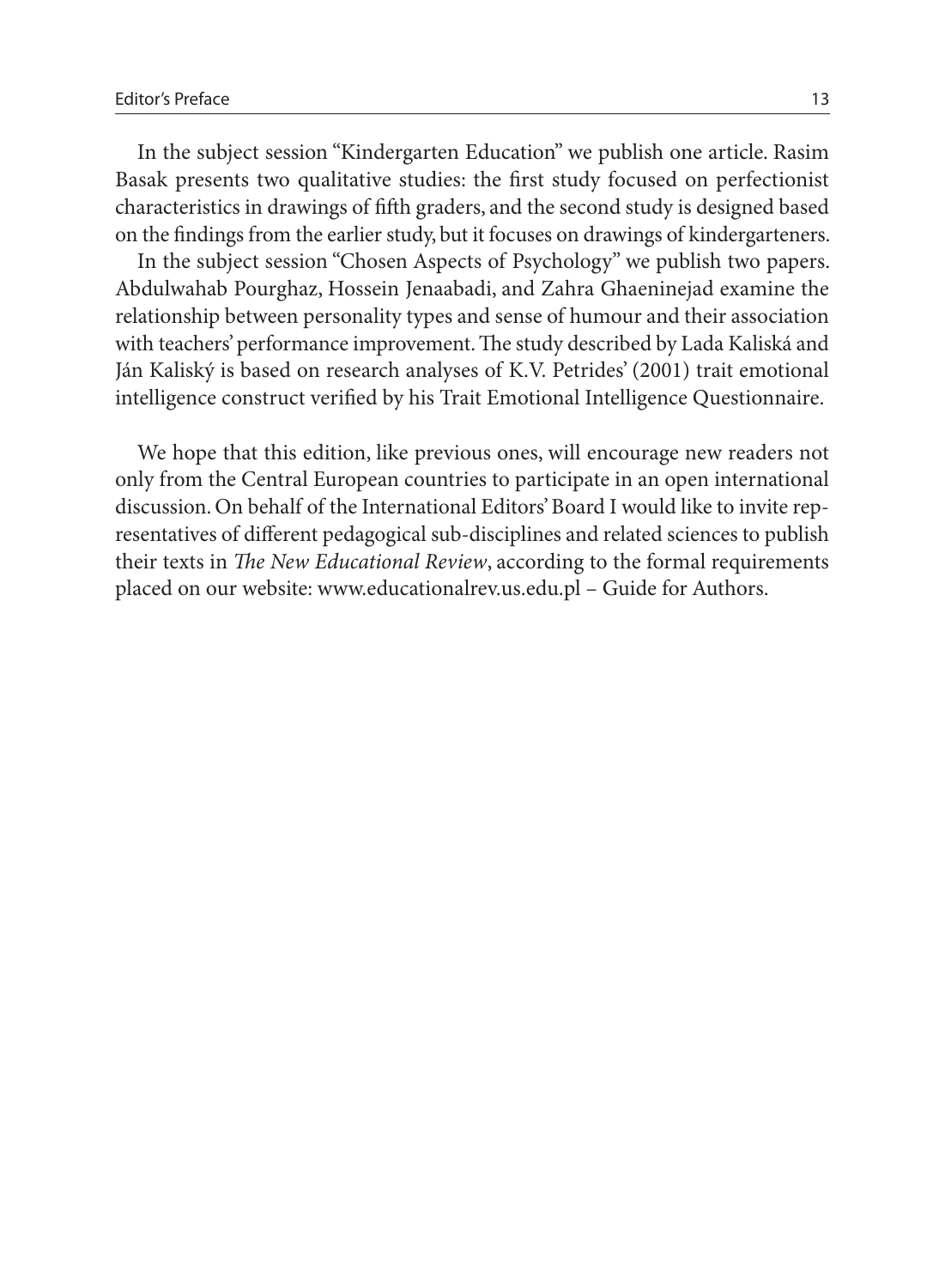In the subject session "Kindergarten Education" we publish one article. Rasim Basak presents two qualitative studies: the first study focused on perfectionist characteristics in drawings of fifth graders, and the second study is designed based on the findings from the earlier study, but it focuses on drawings of kindergarteners.

In the subject session "Chosen Aspects of Psychology" we publish two papers. Abdulwahab Pourghaz, Hossein Jenaabadi, and Zahra Ghaeninejad examine the relationship between personality types and sense of humour and their association with teachers' performance improvement. The study described by Lada Kaliská and Ján Kaliský is based on research analyses of K.V. Petrides' (2001) trait emotional intelligence construct verified by his Trait Emotional Intelligence Questionnaire.

We hope that this edition, like previous ones, will encourage new readers not only from the Central European countries to participate in an open international discussion. On behalf of the International Editors' Board I would like to invite representatives of different pedagogical sub-disciplines and related sciences to publish their texts in *The New Educational Review*, according to the formal requirements placed on our website: www.educationalrev.us.edu.pl – Guide for Authors.